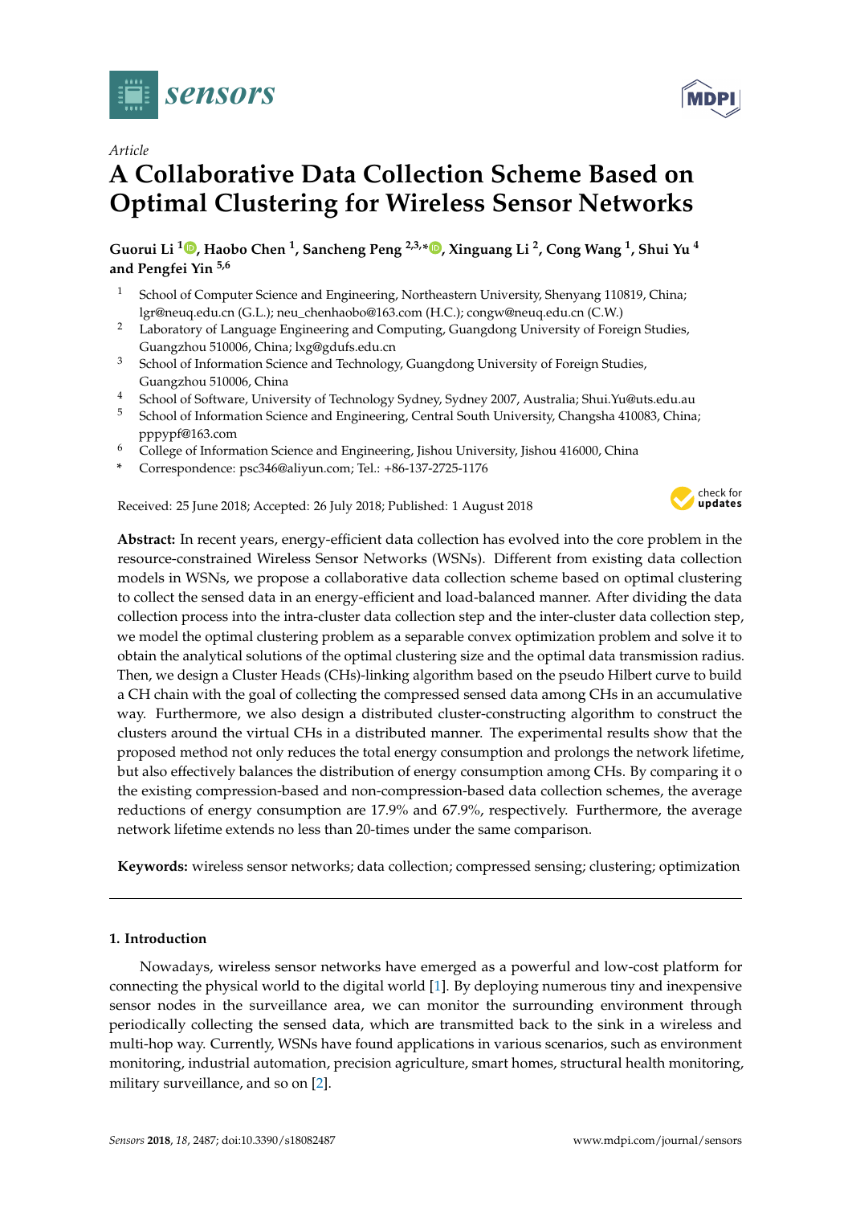*Article*

# A Collaborative Data Collection Scheme Based on Optimal Clustering for Wireless Sensor Networks

**Guorui Li [1], Haobo Chen [1], Sancheng Peng [2,3,*], Xinguang Li [2], Cong Wang [1], Shui Yu [4] and Pengfei Yin [5,6]**

1. School of Computer Science and Engineering, Northeastern University, Shenyang 110819, China; lgr@neuq.edu.cn (G.L.); neu_chenhaobo@163.com (H.C.); congw@neuq.edu.cn (C.W.)
2. Laboratory of Language Engineering and Computing, Guangdong University of Foreign Studies, Guangzhou 510006, China; lxg@gdufs.edu.cn
3. School of Information Science and Technology, Guangdong University of Foreign Studies, Guangzhou 510006, China
4. School of Software, University of Technology Sydney, Sydney 2007, Australia; Shui.Yu@uts.edu.au
5. School of Information Science and Engineering, Central South University, Changsha 410083, China; pppypf@163.com
6. College of Information Science and Engineering, Jishou University, Jishou 416000, China

\* Correspondence: psc346@aliyun.com; Tel.: +86-137-2725-1176

Received: 25 June 2018; Accepted: 26 July 2018; Published: 1 August 2018

**Abstract:** In recent years, energy-efficient data collection has evolved into the core problem in the resource-constrained Wireless Sensor Networks (WSNs). Different from existing data collection models in WSNs, we propose a collaborative data collection scheme based on optimal clustering to collect the sensed data in an energy-efficient and load-balanced manner. After dividing the data collection process into the intra-cluster data collection step and the inter-cluster data collection step, we model the optimal clustering problem as a separable convex optimization problem and solve it to obtain the analytical solutions of the optimal clustering size and the optimal data transmission radius. Then, we design a Cluster Heads (CHs)-linking algorithm based on the pseudo Hilbert curve to build a CH chain with the goal of collecting the compressed sensed data among CHs in an accumulative way. Furthermore, we also design a distributed cluster-constructing algorithm to construct the clusters around the virtual CHs in a distributed manner. The experimental results show that the proposed method not only reduces the total energy consumption and prolongs the network lifetime, but also effectively balances the distribution of energy consumption among CHs. By comparing it o the existing compression-based and non-compression-based data collection schemes, the average reductions of energy consumption are 17.9% and 67.9%, respectively. Furthermore, the average network lifetime extends no less than 20-times under the same comparison.

**Keywords:** wireless sensor networks; data collection; compressed sensing; clustering; optimization

## 1. Introduction

Nowadays, wireless sensor networks have emerged as a powerful and low-cost platform for connecting the physical world to the digital world [1]. By deploying numerous tiny and inexpensive sensor nodes in the surveillance area, we can monitor the surrounding environment through periodically collecting the sensed data, which are transmitted back to the sink in a wireless and multi-hop way. Currently, WSNs have found applications in various scenarios, such as environment monitoring, industrial automation, precision agriculture, smart homes, structural health monitoring, military surveillance, and so on [2].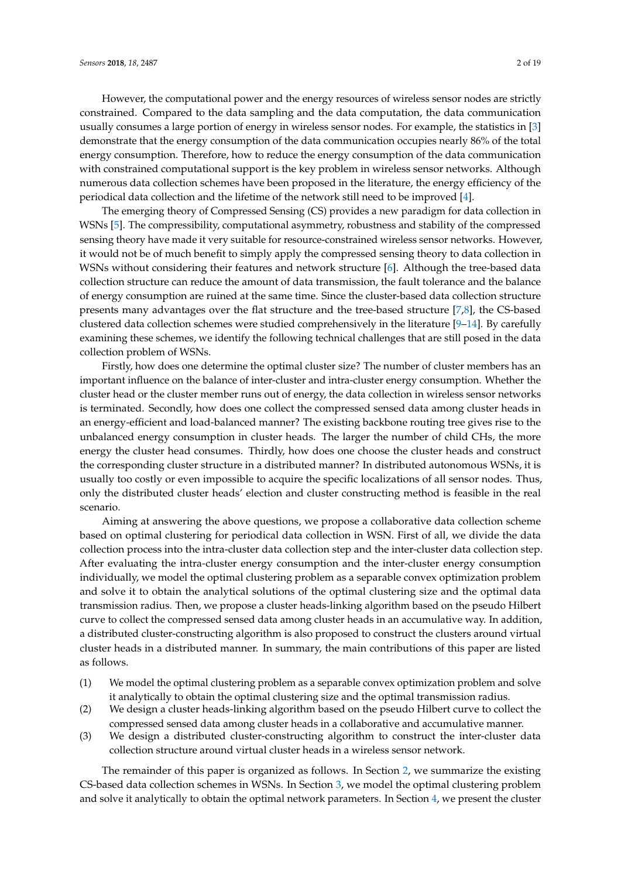However, the computational power and the energy resources of wireless sensor nodes are strictly constrained. Compared to the data sampling and the data computation, the data communication usually consumes a large portion of energy in wireless sensor nodes. For example, the statistics in [3] demonstrate that the energy consumption of the data communication occupies nearly 86% of the total energy consumption. Therefore, how to reduce the energy consumption of the data communication with constrained computational support is the key problem in wireless sensor networks. Although numerous data collection schemes have been proposed in the literature, the energy efficiency of the periodical data collection and the lifetime of the network still need to be improved [4].

The emerging theory of Compressed Sensing (CS) provides a new paradigm for data collection in WSNs [5]. The compressibility, computational asymmetry, robustness and stability of the compressed sensing theory have made it very suitable for resource-constrained wireless sensor networks. However, it would not be of much benefit to simply apply the compressed sensing theory to data collection in WSNs without considering their features and network structure [6]. Although the tree-based data collection structure can reduce the amount of data transmission, the fault tolerance and the balance of energy consumption are ruined at the same time. Since the cluster-based data collection structure presents many advantages over the flat structure and the tree-based structure [7,8], the CS-based clustered data collection schemes were studied comprehensively in the literature [9–14]. By carefully examining these schemes, we identify the following technical challenges that are still posed in the data collection problem of WSNs.

Firstly, how does one determine the optimal cluster size? The number of cluster members has an important influence on the balance of inter-cluster and intra-cluster energy consumption. Whether the cluster head or the cluster member runs out of energy, the data collection in wireless sensor networks is terminated. Secondly, how does one collect the compressed sensed data among cluster heads in an energy-efficient and load-balanced manner? The existing backbone routing tree gives rise to the unbalanced energy consumption in cluster heads. The larger the number of child CHs, the more energy the cluster head consumes. Thirdly, how does one choose the cluster heads and construct the corresponding cluster structure in a distributed manner? In distributed autonomous WSNs, it is usually too costly or even impossible to acquire the specific localizations of all sensor nodes. Thus, only the distributed cluster heads' election and cluster constructing method is feasible in the real scenario.

Aiming at answering the above questions, we propose a collaborative data collection scheme based on optimal clustering for periodical data collection in WSN. First of all, we divide the data collection process into the intra-cluster data collection step and the inter-cluster data collection step. After evaluating the intra-cluster energy consumption and the inter-cluster energy consumption individually, we model the optimal clustering problem as a separable convex optimization problem and solve it to obtain the analytical solutions of the optimal clustering size and the optimal data transmission radius. Then, we propose a cluster heads-linking algorithm based on the pseudo Hilbert curve to collect the compressed sensed data among cluster heads in an accumulative way. In addition, a distributed cluster-constructing algorithm is also proposed to construct the clusters around virtual cluster heads in a distributed manner. In summary, the main contributions of this paper are listed as follows.

(1) We model the optimal clustering problem as a separable convex optimization problem and solve it analytically to obtain the optimal clustering size and the optimal transmission radius.
(2) We design a cluster heads-linking algorithm based on the pseudo Hilbert curve to collect the compressed sensed data among cluster heads in a collaborative and accumulative manner.
(3) We design a distributed cluster-constructing algorithm to construct the inter-cluster data collection structure around virtual cluster heads in a wireless sensor network.

The remainder of this paper is organized as follows. In Section 2, we summarize the existing CS-based data collection schemes in WSNs. In Section 3, we model the optimal clustering problem and solve it analytically to obtain the optimal network parameters. In Section 4, we present the cluster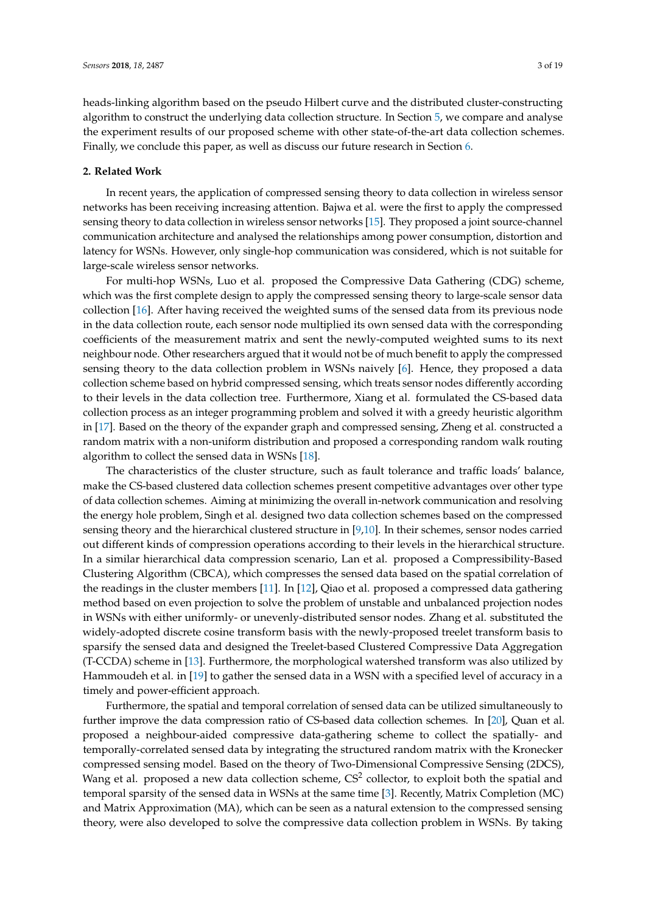heads-linking algorithm based on the pseudo Hilbert curve and the distributed cluster-constructing algorithm to construct the underlying data collection structure. In Section 5, we compare and analyse the experiment results of our proposed scheme with other state-of-the-art data collection schemes. Finally, we conclude this paper, as well as discuss our future research in Section 6.

## 2. Related Work

In recent years, the application of compressed sensing theory to data collection in wireless sensor networks has been receiving increasing attention. Bajwa et al. were the first to apply the compressed sensing theory to data collection in wireless sensor networks [15]. They proposed a joint source-channel communication architecture and analysed the relationships among power consumption, distortion and latency for WSNs. However, only single-hop communication was considered, which is not suitable for large-scale wireless sensor networks.

For multi-hop WSNs, Luo et al. proposed the Compressive Data Gathering (CDG) scheme, which was the first complete design to apply the compressed sensing theory to large-scale sensor data collection [16]. After having received the weighted sums of the sensed data from its previous node in the data collection route, each sensor node multiplied its own sensed data with the corresponding coefficients of the measurement matrix and sent the newly-computed weighted sums to its next neighbour node. Other researchers argued that it would not be of much benefit to apply the compressed sensing theory to the data collection problem in WSNs naively [6]. Hence, they proposed a data collection scheme based on hybrid compressed sensing, which treats sensor nodes differently according to their levels in the data collection tree. Furthermore, Xiang et al. formulated the CS-based data collection process as an integer programming problem and solved it with a greedy heuristic algorithm in [17]. Based on the theory of the expander graph and compressed sensing, Zheng et al. constructed a random matrix with a non-uniform distribution and proposed a corresponding random walk routing algorithm to collect the sensed data in WSNs [18].

The characteristics of the cluster structure, such as fault tolerance and traffic loads' balance, make the CS-based clustered data collection schemes present competitive advantages over other type of data collection schemes. Aiming at minimizing the overall in-network communication and resolving the energy hole problem, Singh et al. designed two data collection schemes based on the compressed sensing theory and the hierarchical clustered structure in [9,10]. In their schemes, sensor nodes carried out different kinds of compression operations according to their levels in the hierarchical structure. In a similar hierarchical data compression scenario, Lan et al. proposed a Compressibility-Based Clustering Algorithm (CBCA), which compresses the sensed data based on the spatial correlation of the readings in the cluster members [11]. In [12], Qiao et al. proposed a compressed data gathering method based on even projection to solve the problem of unstable and unbalanced projection nodes in WSNs with either uniformly- or unevenly-distributed sensor nodes. Zhang et al. substituted the widely-adopted discrete cosine transform basis with the newly-proposed treelet transform basis to sparsify the sensed data and designed the Treelet-based Clustered Compressive Data Aggregation (T-CCDA) scheme in [13]. Furthermore, the morphological watershed transform was also utilized by Hammoudeh et al. in [19] to gather the sensed data in a WSN with a specified level of accuracy in a timely and power-efficient approach.

Furthermore, the spatial and temporal correlation of sensed data can be utilized simultaneously to further improve the data compression ratio of CS-based data collection schemes. In [20], Quan et al. proposed a neighbour-aided compressive data-gathering scheme to collect the spatially- and temporally-correlated sensed data by integrating the structured random matrix with the Kronecker compressed sensing model. Based on the theory of Two-Dimensional Compressive Sensing (2DCS), Wang et al. proposed a new data collection scheme, $CS^2$ collector, to exploit both the spatial and temporal sparsity of the sensed data in WSNs at the same time [3]. Recently, Matrix Completion (MC) and Matrix Approximation (MA), which can be seen as a natural extension to the compressed sensing theory, were also developed to solve the compressive data collection problem in WSNs. By taking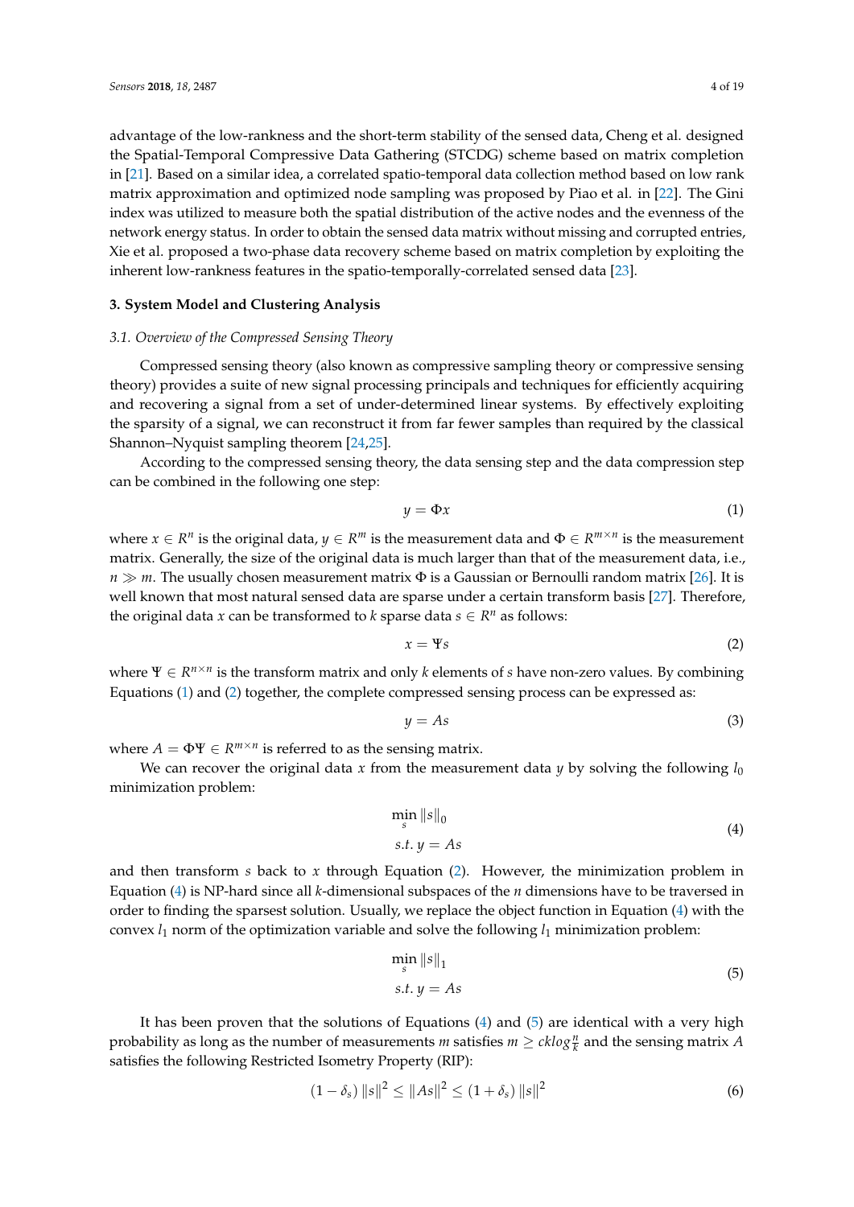advantage of the low-rankness and the short-term stability of the sensed data, Cheng et al. designed the Spatial-Temporal Compressive Data Gathering (STCDG) scheme based on matrix completion in [21]. Based on a similar idea, a correlated spatio-temporal data collection method based on low rank matrix approximation and optimized node sampling was proposed by Piao et al. in [22]. The Gini index was utilized to measure both the spatial distribution of the active nodes and the evenness of the network energy status. In order to obtain the sensed data matrix without missing and corrupted entries, Xie et al. proposed a two-phase data recovery scheme based on matrix completion by exploiting the inherent low-rankness features in the spatio-temporally-correlated sensed data [23].

## 3. System Model and Clustering Analysis

### *3.1. Overview of the Compressed Sensing Theory*

Compressed sensing theory (also known as compressive sampling theory or compressive sensing theory) provides a suite of new signal processing principals and techniques for efficiently acquiring and recovering a signal from a set of under-determined linear systems. By effectively exploiting the sparsity of a signal, we can reconstruct it from far fewer samples than required by the classical Shannon–Nyquist sampling theorem [24,25].

According to the compressed sensing theory, the data sensing step and the data compression step can be combined in the following one step:

$$y = \Phi x \tag{1}$$

where $x \in R^n$ is the original data, $y \in R^m$ is the measurement data and $\Phi \in R^{m \times n}$ is the measurement matrix. Generally, the size of the original data is much larger than that of the measurement data, i.e., $n \gg m$. The usually chosen measurement matrix $\Phi$ is a Gaussian or Bernoulli random matrix [26]. It is well known that most natural sensed data are sparse under a certain transform basis [27]. Therefore, the original data $x$ can be transformed to $k$ sparse data $s \in R^n$ as follows:

$$x = \Psi s \tag{2}$$

where $\Psi \in R^{n \times n}$ is the transform matrix and only $k$ elements of $s$ have non-zero values. By combining Equations (1) and (2) together, the complete compressed sensing process can be expressed as:

$$y = As \tag{3}$$

where $A = \Phi\Psi \in R^{m \times n}$ is referred to as the sensing matrix.

We can recover the original data $x$ from the measurement data $y$ by solving the following $l_0$ minimization problem:

$$\begin{aligned} &\min_s \|s\|_0 \\ &s.t.\ y = As \end{aligned} \tag{4}$$

and then transform $s$ back to $x$ through Equation (2). However, the minimization problem in Equation (4) is NP-hard since all $k$-dimensional subspaces of the $n$ dimensions have to be traversed in order to finding the sparsest solution. Usually, we replace the object function in Equation (4) with the convex $l_1$ norm of the optimization variable and solve the following $l_1$ minimization problem:

$$\begin{aligned} &\min_s \|s\|_1 \\ &s.t.\ y = As \end{aligned} \tag{5}$$

It has been proven that the solutions of Equations (4) and (5) are identical with a very high probability as long as the number of measurements $m$ satisfies $m \geq cklog\frac{n}{k}$ and the sensing matrix $A$ satisfies the following Restricted Isometry Property (RIP):

$$(1 - \delta_s)\|s\|^2 \leq \|As\|^2 \leq (1 + \delta_s)\|s\|^2 \tag{6}$$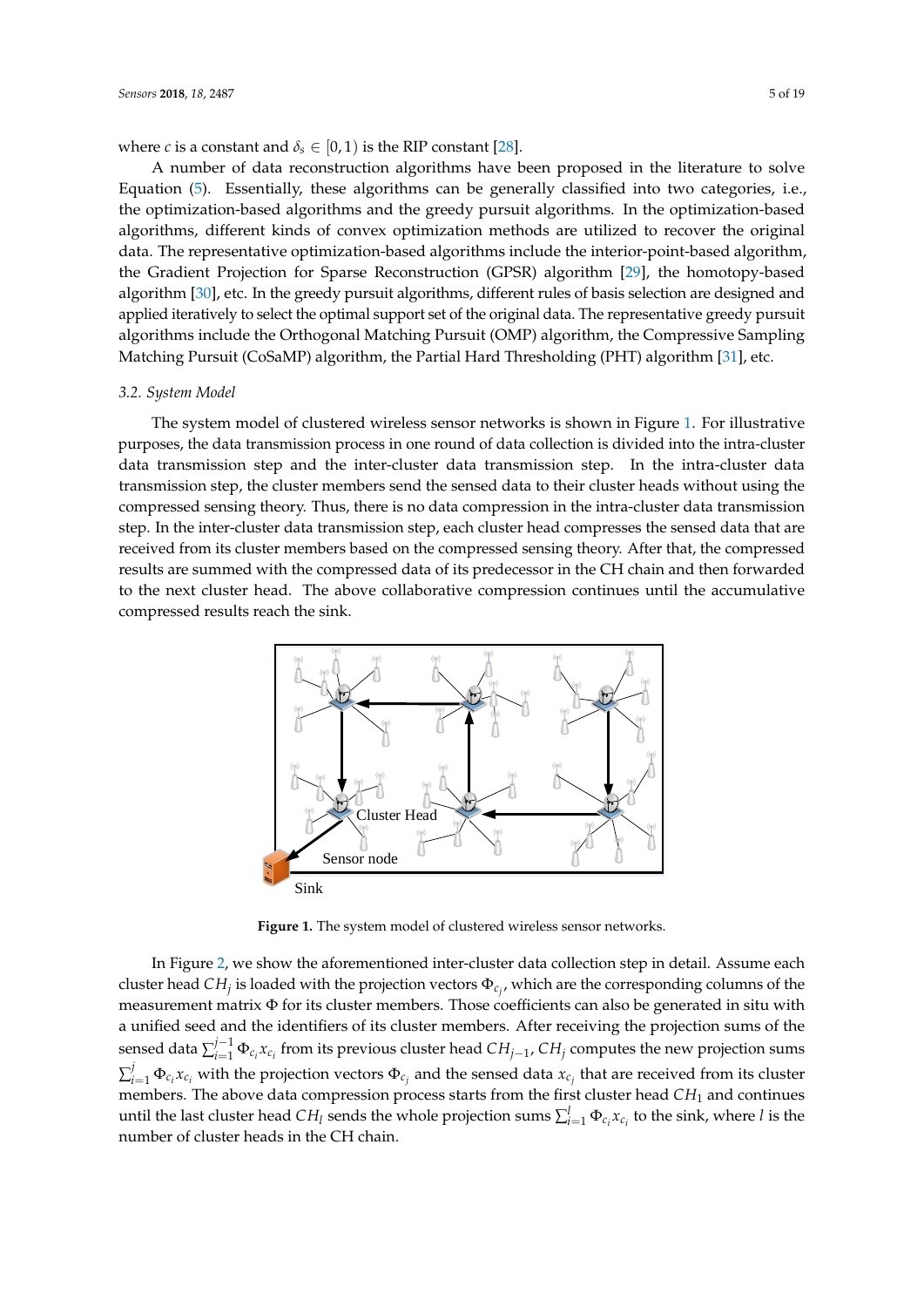where $c$ is a constant and $\delta_s \in [0, 1)$ is the RIP constant [28].

A number of data reconstruction algorithms have been proposed in the literature to solve Equation (5). Essentially, these algorithms can be generally classified into two categories, i.e., the optimization-based algorithms and the greedy pursuit algorithms. In the optimization-based algorithms, different kinds of convex optimization methods are utilized to recover the original data. The representative optimization-based algorithms include the interior-point-based algorithm, the Gradient Projection for Sparse Reconstruction (GPSR) algorithm [29], the homotopy-based algorithm [30], etc. In the greedy pursuit algorithms, different rules of basis selection are designed and applied iteratively to select the optimal support set of the original data. The representative greedy pursuit algorithms include the Orthogonal Matching Pursuit (OMP) algorithm, the Compressive Sampling Matching Pursuit (CoSaMP) algorithm, the Partial Hard Thresholding (PHT) algorithm [31], etc.

### 3.2. System Model

The system model of clustered wireless sensor networks is shown in Figure 1. For illustrative purposes, the data transmission process in one round of data collection is divided into the intra-cluster data transmission step and the inter-cluster data transmission step. In the intra-cluster data transmission step, the cluster members send the sensed data to their cluster heads without using the compressed sensing theory. Thus, there is no data compression in the intra-cluster data transmission step. In the inter-cluster data transmission step, each cluster head compresses the sensed data that are received from its cluster members based on the compressed sensing theory. After that, the compressed results are summed with the compressed data of its predecessor in the CH chain and then forwarded to the next cluster head. The above collaborative compression continues until the accumulative compressed results reach the sink.

**Figure 1.** The system model of clustered wireless sensor networks.

In Figure 2, we show the aforementioned inter-cluster data collection step in detail. Assume each cluster head $CH_j$ is loaded with the projection vectors $\Phi_{c_j}$, which are the corresponding columns of the measurement matrix $\Phi$ for its cluster members. Those coefficients can also be generated in situ with a unified seed and the identifiers of its cluster members. After receiving the projection sums of the sensed data $\sum_{i=1}^{j-1} \Phi_{c_i} x_{c_i}$ from its previous cluster head $CH_{j-1}$, $CH_j$ computes the new projection sums $\sum_{i=1}^{j} \Phi_{c_i} x_{c_i}$ with the projection vectors $\Phi_{c_j}$ and the sensed data $x_{c_j}$ that are received from its cluster members. The above data compression process starts from the first cluster head $CH_1$ and continues until the last cluster head $CH_l$ sends the whole projection sums $\sum_{i=1}^{l} \Phi_{c_i} x_{c_i}$ to the sink, where $l$ is the number of cluster heads in the CH chain.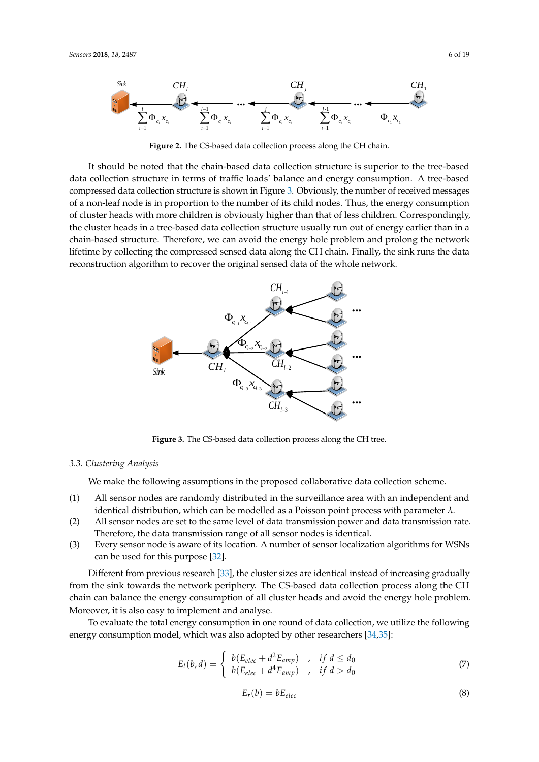**Figure 2.** The CS-based data collection process along the CH chain.

It should be noted that the chain-based data collection structure is superior to the tree-based data collection structure in terms of traffic loads' balance and energy consumption. A tree-based compressed data collection structure is shown in Figure 3. Obviously, the number of received messages of a non-leaf node is in proportion to the number of its child nodes. Thus, the energy consumption of cluster heads with more children is obviously higher than that of less children. Correspondingly, the cluster heads in a tree-based data collection structure usually run out of energy earlier than in a chain-based structure. Therefore, we can avoid the energy hole problem and prolong the network lifetime by collecting the compressed sensed data along the CH chain. Finally, the sink runs the data reconstruction algorithm to recover the original sensed data of the whole network.

**Figure 3.** The CS-based data collection process along the CH tree.

### 3.3. Clustering Analysis

We make the following assumptions in the proposed collaborative data collection scheme.

(1) All sensor nodes are randomly distributed in the surveillance area with an independent and identical distribution, which can be modelled as a Poisson point process with parameter $\lambda$.

(2) All sensor nodes are set to the same level of data transmission power and data transmission rate. Therefore, the data transmission range of all sensor nodes is identical.

(3) Every sensor node is aware of its location. A number of sensor localization algorithms for WSNs can be used for this purpose [32].

Different from previous research [33], the cluster sizes are identical instead of increasing gradually from the sink towards the network periphery. The CS-based data collection process along the CH chain can balance the energy consumption of all cluster heads and avoid the energy hole problem. Moreover, it is also easy to implement and analyse.

To evaluate the total energy consumption in one round of data collection, we utilize the following energy consumption model, which was also adopted by other researchers [34,35]:

$$E_t(b,d) = \begin{cases} b(E_{elec} + d^2 E_{amp}) & , \quad if\ d \le d_0 \\ b(E_{elec} + d^4 E_{amp}) & , \quad if\ d > d_0 \end{cases} \tag{7}$$

$$E_r(b) = bE_{elec} \tag{8}$$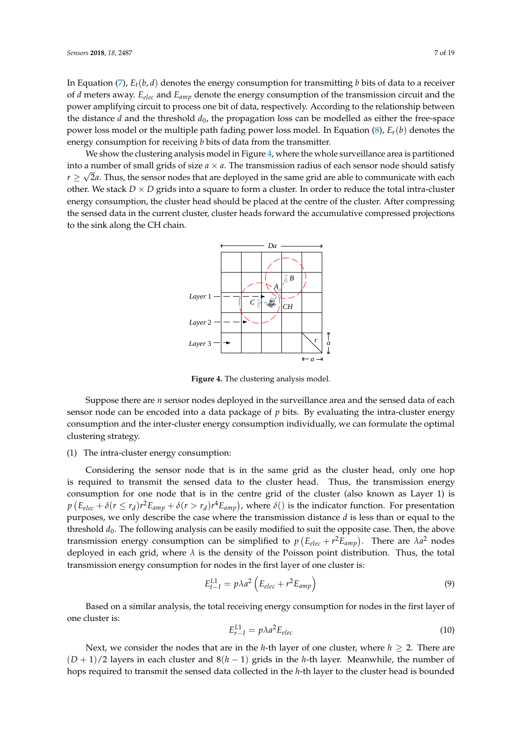In Equation (7), $E_t(b,d)$ denotes the energy consumption for transmitting $b$ bits of data to a receiver of $d$ meters away. $E_{elec}$ and $E_{amp}$ denote the energy consumption of the transmission circuit and the power amplifying circuit to process one bit of data, respectively. According to the relationship between the distance $d$ and the threshold $d_0$, the propagation loss can be modelled as either the free-space power loss model or the multiple path fading power loss model. In Equation (8), $E_r(b)$ denotes the energy consumption for receiving $b$ bits of data from the transmitter.

We show the clustering analysis model in Figure 4, where the whole surveillance area is partitioned into a number of small grids of size $a \times a$. The transmission radius of each sensor node should satisfy $r \geq \sqrt{2}a$. Thus, the sensor nodes that are deployed in the same grid are able to communicate with each other. We stack $D \times D$ grids into a square to form a cluster. In order to reduce the total intra-cluster energy consumption, the cluster head should be placed at the centre of the cluster. After compressing the sensed data in the current cluster, cluster heads forward the accumulative compressed projections to the sink along the CH chain.

**Figure 4.** The clustering analysis model.

Suppose there are $n$ sensor nodes deployed in the surveillance area and the sensed data of each sensor node can be encoded into a data package of $p$ bits. By evaluating the intra-cluster energy consumption and the inter-cluster energy consumption individually, we can formulate the optimal clustering strategy.

(1) The intra-cluster energy consumption:

Considering the sensor node that is in the same grid as the cluster head, only one hop is required to transmit the sensed data to the cluster head. Thus, the transmission energy consumption for one node that is in the centre grid of the cluster (also known as Layer 1) is $p\left(E_{elec} + \delta(r \leq r_d)r^2 E_{amp} + \delta(r > r_d)r^4 E_{amp}\right)$, where $\delta()$ is the indicator function. For presentation purposes, we only describe the case where the transmission distance $d$ is less than or equal to the threshold $d_0$. The following analysis can be easily modified to suit the opposite case. Then, the above transmission energy consumption can be simplified to $p\left(E_{elec} + r^2 E_{amp}\right)$. There are $\lambda a^2$ nodes deployed in each grid, where $\lambda$ is the density of the Poisson point distribution. Thus, the total transmission energy consumption for nodes in the first layer of one cluster is:

$$E_{t-I}^{L1} = p\lambda a^2 \left(E_{elec} + r^2 E_{amp}\right) \tag{9}$$

Based on a similar analysis, the total receiving energy consumption for nodes in the first layer of one cluster is:

$$E_{r-I}^{L1} = p\lambda a^2 E_{elec} \tag{10}$$

Next, we consider the nodes that are in the $h$-th layer of one cluster, where $h \geq 2$. There are $(D+1)/2$ layers in each cluster and $8(h-1)$ grids in the $h$-th layer. Meanwhile, the number of hops required to transmit the sensed data collected in the $h$-th layer to the cluster head is bounded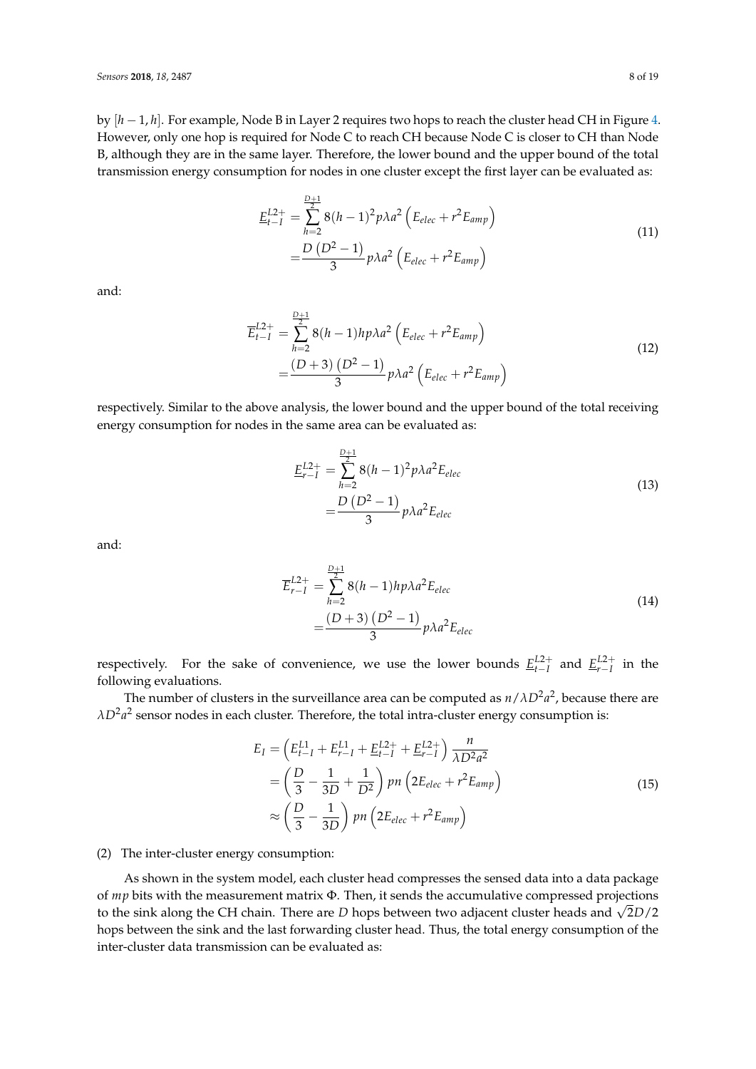by $[h-1, h]$. For example, Node B in Layer 2 requires two hops to reach the cluster head CH in Figure 4. However, only one hop is required for Node C to reach CH because Node C is closer to CH than Node B, although they are in the same layer. Therefore, the lower bound and the upper bound of the total transmission energy consumption for nodes in one cluster except the first layer can be evaluated as:

$$
\begin{aligned}
\underline{E}_{t-I}^{L2+} &= \sum_{h=2}^{\frac{D+1}{2}} 8(h-1)^2 p\lambda a^2 \left(E_{elec} + r^2 E_{amp}\right) \\
&= \frac{D\left(D^2-1\right)}{3} p\lambda a^2 \left(E_{elec} + r^2 E_{amp}\right)
\end{aligned}
\tag{11}
$$

and:

$$
\begin{aligned}
\overline{E}_{t-I}^{L2+} &= \sum_{h=2}^{\frac{D+1}{2}} 8(h-1)hp\lambda a^2 \left(E_{elec} + r^2 E_{amp}\right) \\
&= \frac{(D+3)\left(D^2-1\right)}{3} p\lambda a^2 \left(E_{elec} + r^2 E_{amp}\right)
\end{aligned}
\tag{12}
$$

respectively. Similar to the above analysis, the lower bound and the upper bound of the total receiving energy consumption for nodes in the same area can be evaluated as:

$$
\begin{aligned}
\underline{E}_{r-I}^{L2+} &= \sum_{h=2}^{\frac{D+1}{2}} 8(h-1)^2 p\lambda a^2 E_{elec} \\
&= \frac{D\left(D^2-1\right)}{3} p\lambda a^2 E_{elec}
\end{aligned}
\tag{13}
$$

and:

$$
\begin{aligned}
\overline{E}_{r-I}^{L2+} &= \sum_{h=2}^{\frac{D+1}{2}} 8(h-1)hp\lambda a^2 E_{elec} \\
&= \frac{(D+3)\left(D^2-1\right)}{3} p\lambda a^2 E_{elec}
\end{aligned}
\tag{14}
$$

respectively. For the sake of convenience, we use the lower bounds $\underline{E}_{t-I}^{L2+}$ and $\underline{E}_{r-I}^{L2+}$ in the following evaluations.

The number of clusters in the surveillance area can be computed as $n/\lambda D^2 a^2$, because there are $\lambda D^2 a^2$ sensor nodes in each cluster. Therefore, the total intra-cluster energy consumption is:

$$
\begin{aligned}
E_I &= \left(E_{t-I}^{L1} + E_{r-I}^{L1} + \underline{E}_{t-I}^{L2+} + \underline{E}_{r-I}^{L2+}\right) \frac{n}{\lambda D^2 a^2} \\
&= \left(\frac{D}{3} - \frac{1}{3D} + \frac{1}{D^2}\right) pn \left(2E_{elec} + r^2 E_{amp}\right) \\
&\approx \left(\frac{D}{3} - \frac{1}{3D}\right) pn \left(2E_{elec} + r^2 E_{amp}\right)
\end{aligned}
\tag{15}
$$

(2) The inter-cluster energy consumption:

As shown in the system model, each cluster head compresses the sensed data into a data package of $mp$ bits with the measurement matrix $\Phi$. Then, it sends the accumulative compressed projections to the sink along the CH chain. There are $D$ hops between two adjacent cluster heads and $\sqrt{2}D/2$ hops between the sink and the last forwarding cluster head. Thus, the total energy consumption of the inter-cluster data transmission can be evaluated as: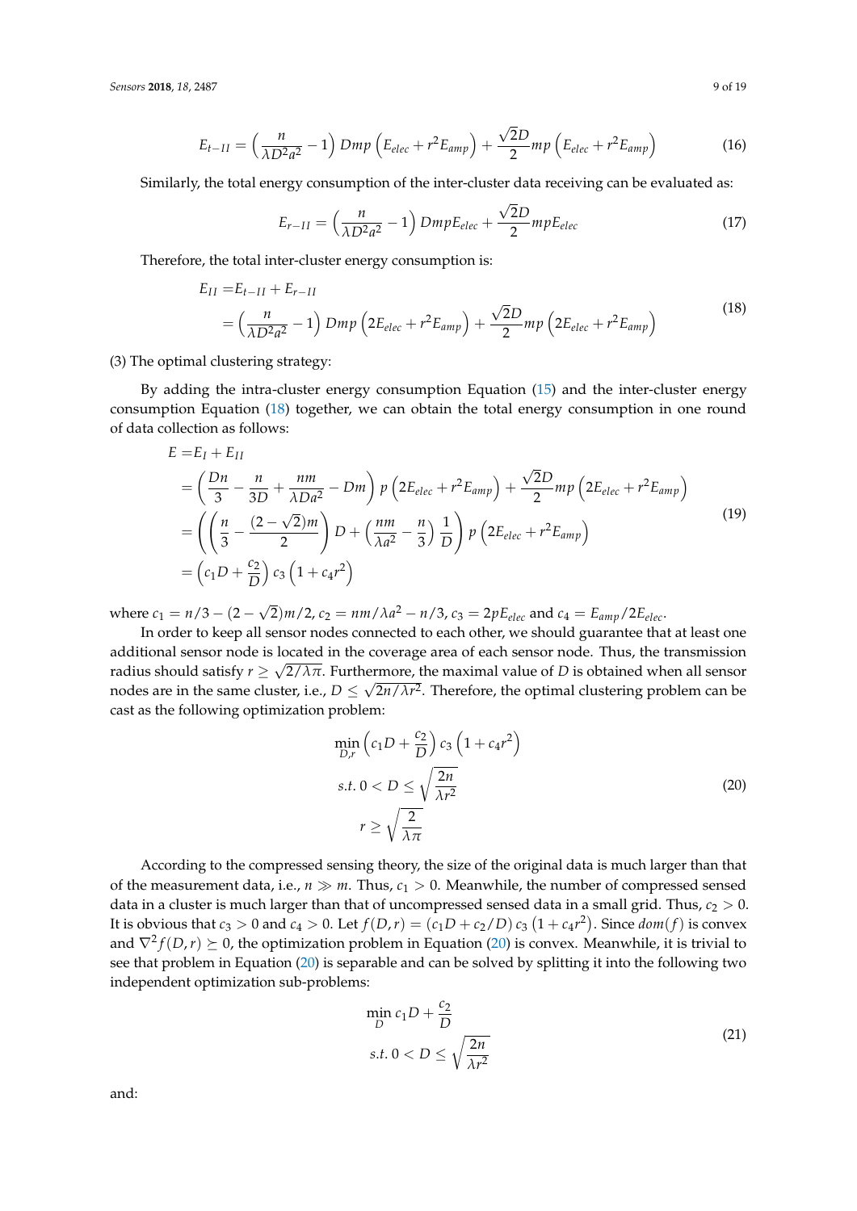$$E_{t-II} = \left(\frac{n}{\lambda D^2 a^2} - 1\right) Dmp\left(E_{elec} + r^2 E_{amp}\right) + \frac{\sqrt{2}D}{2} mp\left(E_{elec} + r^2 E_{amp}\right) \tag{16}$$

Similarly, the total energy consumption of the inter-cluster data receiving can be evaluated as:

$$E_{r-II} = \left(\frac{n}{\lambda D^2 a^2} - 1\right) DmpE_{elec} + \frac{\sqrt{2}D}{2} mpE_{elec} \tag{17}$$

Therefore, the total inter-cluster energy consumption is:

$$\begin{aligned} E_{II} &= E_{t-II} + E_{r-II} \\ &= \left(\frac{n}{\lambda D^2 a^2} - 1\right) Dmp\left(2E_{elec} + r^2 E_{amp}\right) + \frac{\sqrt{2}D}{2} mp\left(2E_{elec} + r^2 E_{amp}\right) \end{aligned} \tag{18}$$

(3) The optimal clustering strategy:

By adding the intra-cluster energy consumption Equation (15) and the inter-cluster energy consumption Equation (18) together, we can obtain the total energy consumption in one round of data collection as follows:

$$\begin{aligned} E &= E_I + E_{II} \\ &= \left(\frac{Dn}{3} - \frac{n}{3D} + \frac{nm}{\lambda Da^2} - Dm\right) p\left(2E_{elec} + r^2 E_{amp}\right) + \frac{\sqrt{2}D}{2} mp\left(2E_{elec} + r^2 E_{amp}\right) \\ &= \left(\left(\frac{n}{3} - \frac{(2-\sqrt{2})m}{2}\right) D + \left(\frac{nm}{\lambda a^2} - \frac{n}{3}\right)\frac{1}{D}\right) p\left(2E_{elec} + r^2 E_{amp}\right) \\ &= \left(c_1 D + \frac{c_2}{D}\right) c_3\left(1 + c_4 r^2\right) \end{aligned} \tag{19}$$

where $c_1 = n/3 - (2-\sqrt{2})m/2$, $c_2 = nm/\lambda a^2 - n/3$, $c_3 = 2pE_{elec}$ and $c_4 = E_{amp}/2E_{elec}$.

In order to keep all sensor nodes connected to each other, we should guarantee that at least one additional sensor node is located in the coverage area of each sensor node. Thus, the transmission radius should satisfy $r \geq \sqrt{2/\lambda\pi}$. Furthermore, the maximal value of $D$ is obtained when all sensor nodes are in the same cluster, i.e., $D \leq \sqrt{2n/\lambda r^2}$. Therefore, the optimal clustering problem can be cast as the following optimization problem:

$$\begin{aligned} &\min_{D,r} \left(c_1 D + \frac{c_2}{D}\right) c_3\left(1 + c_4 r^2\right) \\ &s.t.\ 0 < D \leq \sqrt{\frac{2n}{\lambda r^2}} \\ &\quad r \geq \sqrt{\frac{2}{\lambda\pi}} \end{aligned} \tag{20}$$

According to the compressed sensing theory, the size of the original data is much larger than that of the measurement data, i.e., $n \gg m$. Thus, $c_1 > 0$. Meanwhile, the number of compressed sensed data in a cluster is much larger than that of uncompressed sensed data in a small grid. Thus, $c_2 > 0$. It is obvious that $c_3 > 0$ and $c_4 > 0$. Let $f(D, r) = (c_1 D + c_2/D)\, c_3\left(1 + c_4 r^2\right)$. Since $dom(f)$ is convex and $\nabla^2 f(D, r) \succeq 0$, the optimization problem in Equation (20) is convex. Meanwhile, it is trivial to see that problem in Equation (20) is separable and can be solved by splitting it into the following two independent optimization sub-problems:

$$\begin{aligned} &\min_{D}\ c_1 D + \frac{c_2}{D} \\ &s.t.\ 0 < D \leq \sqrt{\frac{2n}{\lambda r^2}} \end{aligned} \tag{21}$$

and: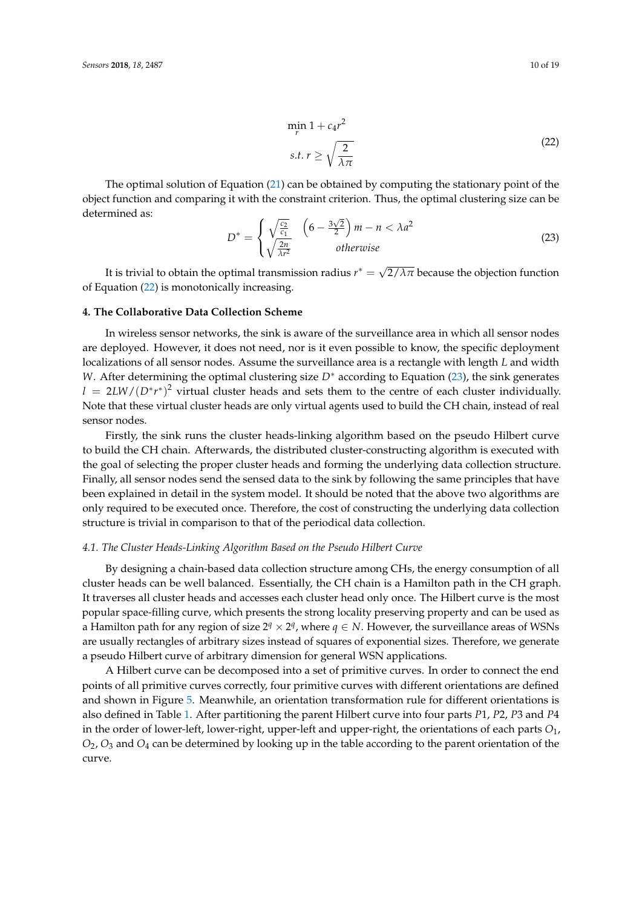$$
\begin{aligned}
&\min_{r} 1 + c_4 r^2 \\
&s.t.\ r \geq \sqrt{\frac{2}{\lambda\pi}}
\end{aligned}
\tag{22}
$$

The optimal solution of Equation (21) can be obtained by computing the stationary point of the object function and comparing it with the constraint criterion. Thus, the optimal clustering size can be determined as:

$$
D^* = \begin{cases} \sqrt{\frac{c_2}{c_1}} & \left(6 - \frac{3\sqrt{2}}{2}\right) m - n < \lambda a^2 \\ \sqrt{\frac{2n}{\lambda r^2}} & otherwise \end{cases}
\tag{23}
$$

It is trivial to obtain the optimal transmission radius $r^* = \sqrt{2/\lambda\pi}$ because the objection function of Equation (22) is monotonically increasing.

## 4. The Collaborative Data Collection Scheme

In wireless sensor networks, the sink is aware of the surveillance area in which all sensor nodes are deployed. However, it does not need, nor is it even possible to know, the specific deployment localizations of all sensor nodes. Assume the surveillance area is a rectangle with length $L$ and width $W$. After determining the optimal clustering size $D^*$ according to Equation (23), the sink generates $l = 2LW/(D^* r^*)^2$ virtual cluster heads and sets them to the centre of each cluster individually. Note that these virtual cluster heads are only virtual agents used to build the CH chain, instead of real sensor nodes.

Firstly, the sink runs the cluster heads-linking algorithm based on the pseudo Hilbert curve to build the CH chain. Afterwards, the distributed cluster-constructing algorithm is executed with the goal of selecting the proper cluster heads and forming the underlying data collection structure. Finally, all sensor nodes send the sensed data to the sink by following the same principles that have been explained in detail in the system model. It should be noted that the above two algorithms are only required to be executed once. Therefore, the cost of constructing the underlying data collection structure is trivial in comparison to that of the periodical data collection.

### *4.1. The Cluster Heads-Linking Algorithm Based on the Pseudo Hilbert Curve*

By designing a chain-based data collection structure among CHs, the energy consumption of all cluster heads can be well balanced. Essentially, the CH chain is a Hamilton path in the CH graph. It traverses all cluster heads and accesses each cluster head only once. The Hilbert curve is the most popular space-filling curve, which presents the strong locality preserving property and can be used as a Hamilton path for any region of size $2^q \times 2^q$, where $q \in N$. However, the surveillance areas of WSNs are usually rectangles of arbitrary sizes instead of squares of exponential sizes. Therefore, we generate a pseudo Hilbert curve of arbitrary dimension for general WSN applications.

A Hilbert curve can be decomposed into a set of primitive curves. In order to connect the end points of all primitive curves correctly, four primitive curves with different orientations are defined and shown in Figure 5. Meanwhile, an orientation transformation rule for different orientations is also defined in Table 1. After partitioning the parent Hilbert curve into four parts $P1$, $P2$, $P3$ and $P4$ in the order of lower-left, lower-right, upper-left and upper-right, the orientations of each parts $O_1$, $O_2$, $O_3$ and $O_4$ can be determined by looking up in the table according to the parent orientation of the curve.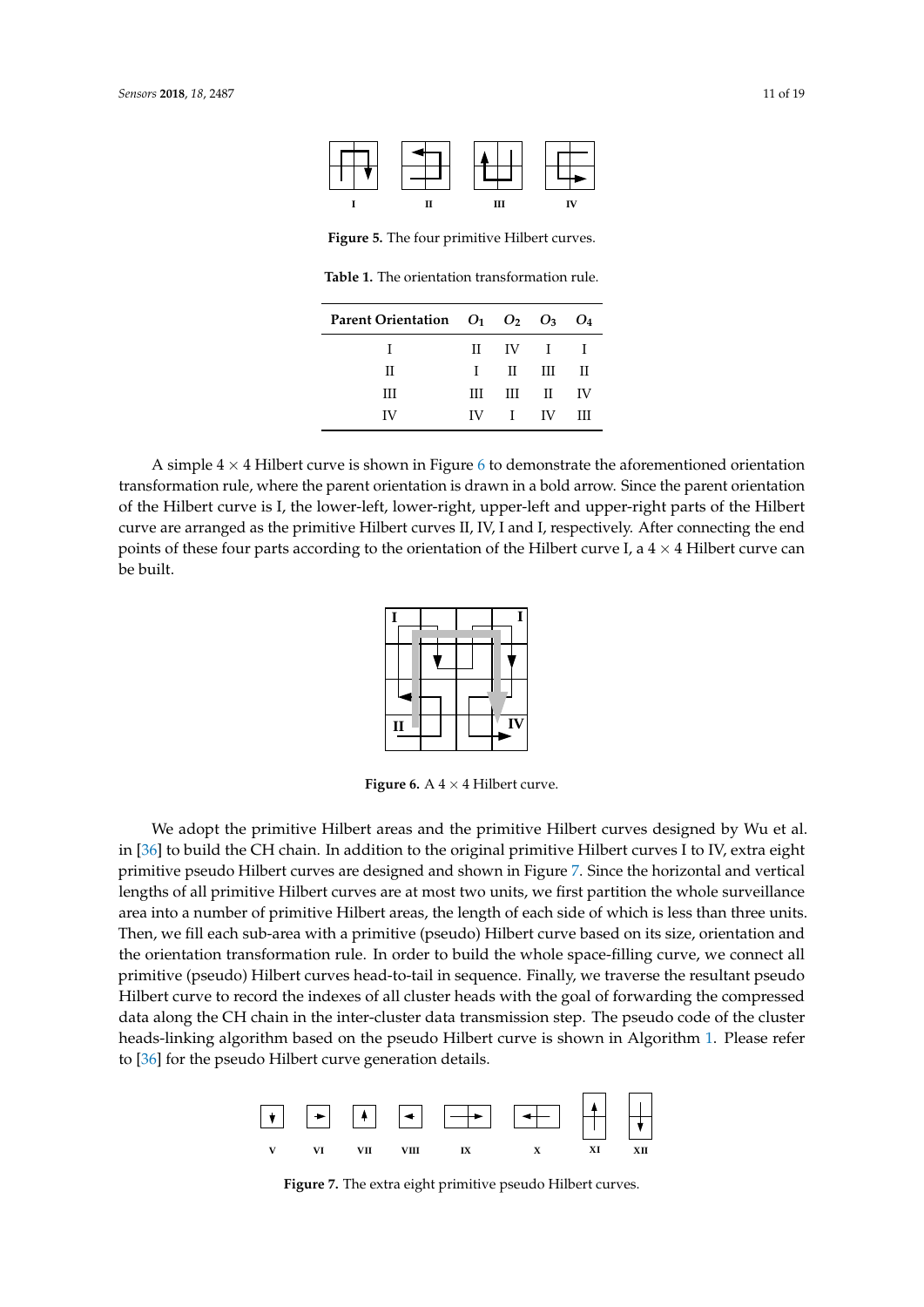**Figure 5.** The four primitive Hilbert curves.

**Table 1.** The orientation transformation rule.

| Parent Orientation | $O_1$ | $O_2$ | $O_3$ | $O_4$ |
|---|---|---|---|---|
| I | II | IV | I | I |
| II | I | II | III | II |
| III | III | III | II | IV |
| IV | IV | I | IV | III |

A simple $4 \times 4$ Hilbert curve is shown in Figure 6 to demonstrate the aforementioned orientation transformation rule, where the parent orientation is drawn in a bold arrow. Since the parent orientation of the Hilbert curve is I, the lower-left, lower-right, upper-left and upper-right parts of the Hilbert curve are arranged as the primitive Hilbert curves II, IV, I and I, respectively. After connecting the end points of these four parts according to the orientation of the Hilbert curve I, a $4 \times 4$ Hilbert curve can be built.

**Figure 6.** A $4 \times 4$ Hilbert curve.

We adopt the primitive Hilbert areas and the primitive Hilbert curves designed by Wu et al. in [36] to build the CH chain. In addition to the original primitive Hilbert curves I to IV, extra eight primitive pseudo Hilbert curves are designed and shown in Figure 7. Since the horizontal and vertical lengths of all primitive Hilbert curves are at most two units, we first partition the whole surveillance area into a number of primitive Hilbert areas, the length of each side of which is less than three units. Then, we fill each sub-area with a primitive (pseudo) Hilbert curve based on its size, orientation and the orientation transformation rule. In order to build the whole space-filling curve, we connect all primitive (pseudo) Hilbert curves head-to-tail in sequence. Finally, we traverse the resultant pseudo Hilbert curve to record the indexes of all cluster heads with the goal of forwarding the compressed data along the CH chain in the inter-cluster data transmission step. The pseudo code of the cluster heads-linking algorithm based on the pseudo Hilbert curve is shown in Algorithm 1. Please refer to [36] for the pseudo Hilbert curve generation details.

**Figure 7.** The extra eight primitive pseudo Hilbert curves.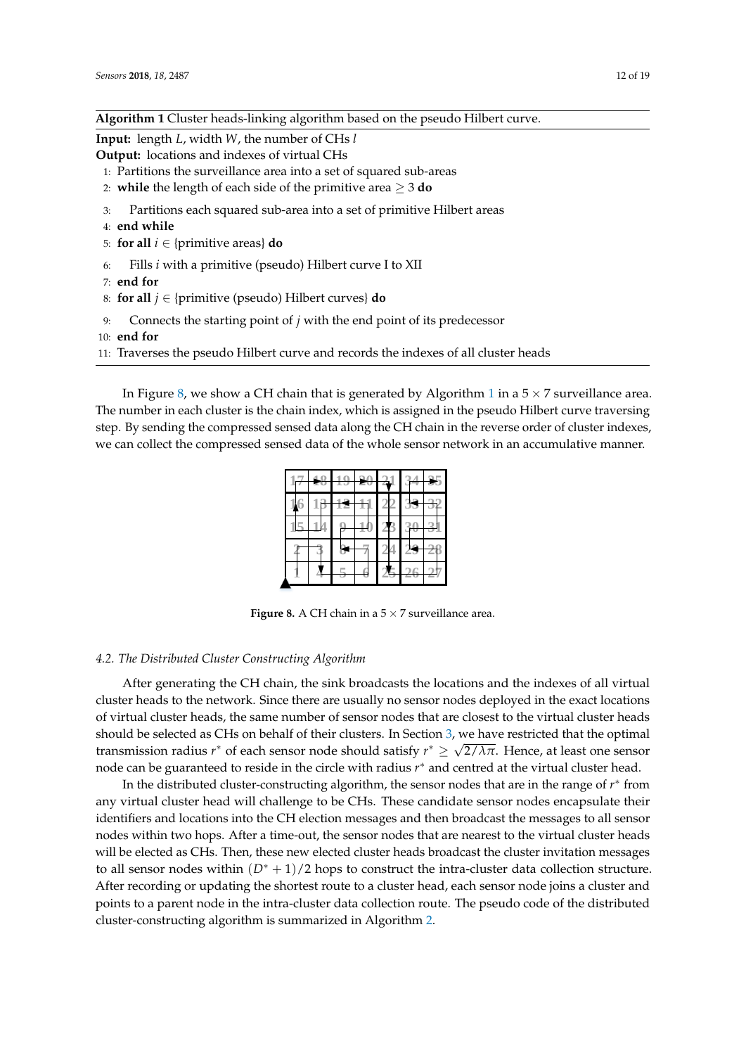**Algorithm 1** Cluster heads-linking algorithm based on the pseudo Hilbert curve.

**Input:** length $L$, width $W$, the number of CHs $l$

**Output:** locations and indexes of virtual CHs

1: Partitions the surveillance area into a set of squared sub-areas
2: **while** the length of each side of the primitive area $\geq 3$ **do**
3: Partitions each squared sub-area into a set of primitive Hilbert areas
4: **end while**
5: **for all** $i \in$ {primitive areas} **do**
6: Fills $i$ with a primitive (pseudo) Hilbert curve I to XII
7: **end for**
8: **for all** $j \in$ {primitive (pseudo) Hilbert curves} **do**
9: Connects the starting point of $j$ with the end point of its predecessor
10: **end for**
11: Traverses the pseudo Hilbert curve and records the indexes of all cluster heads

In Figure 8, we show a CH chain that is generated by Algorithm 1 in a $5 \times 7$ surveillance area. The number in each cluster is the chain index, which is assigned in the pseudo Hilbert curve traversing step. By sending the compressed sensed data along the CH chain in the reverse order of cluster indexes, we can collect the compressed sensed data of the whole sensor network in an accumulative manner.

| 17 | 18 | 19 | 20 | 21 | 34 | 35 |
|---|---|---|---|---|---|---|
| 16 | 13 | 12 | 11 | 22 | 33 | 32 |
| 15 | 14 | 9 | 10 | 23 | 30 | 31 |
| 2 | 3 | 8 | 7 | 24 | 29 | 28 |
| 1 | 4 | 5 | 6 | 25 | 26 | 27 |

**Figure 8.** A CH chain in a $5 \times 7$ surveillance area.

### 4.2. The Distributed Cluster Constructing Algorithm

After generating the CH chain, the sink broadcasts the locations and the indexes of all virtual cluster heads to the network. Since there are usually no sensor nodes deployed in the exact locations of virtual cluster heads, the same number of sensor nodes that are closest to the virtual cluster heads should be selected as CHs on behalf of their clusters. In Section 3, we have restricted that the optimal transmission radius $r^*$ of each sensor node should satisfy $r^* \geq \sqrt{2/\lambda\pi}$. Hence, at least one sensor node can be guaranteed to reside in the circle with radius $r^*$ and centred at the virtual cluster head.

In the distributed cluster-constructing algorithm, the sensor nodes that are in the range of $r^*$ from any virtual cluster head will challenge to be CHs. These candidate sensor nodes encapsulate their identifiers and locations into the CH election messages and then broadcast the messages to all sensor nodes within two hops. After a time-out, the sensor nodes that are nearest to the virtual cluster heads will be elected as CHs. Then, these new elected cluster heads broadcast the cluster invitation messages to all sensor nodes within $(D^* + 1)/2$ hops to construct the intra-cluster data collection structure. After recording or updating the shortest route to a cluster head, each sensor node joins a cluster and points to a parent node in the intra-cluster data collection route. The pseudo code of the distributed cluster-constructing algorithm is summarized in Algorithm 2.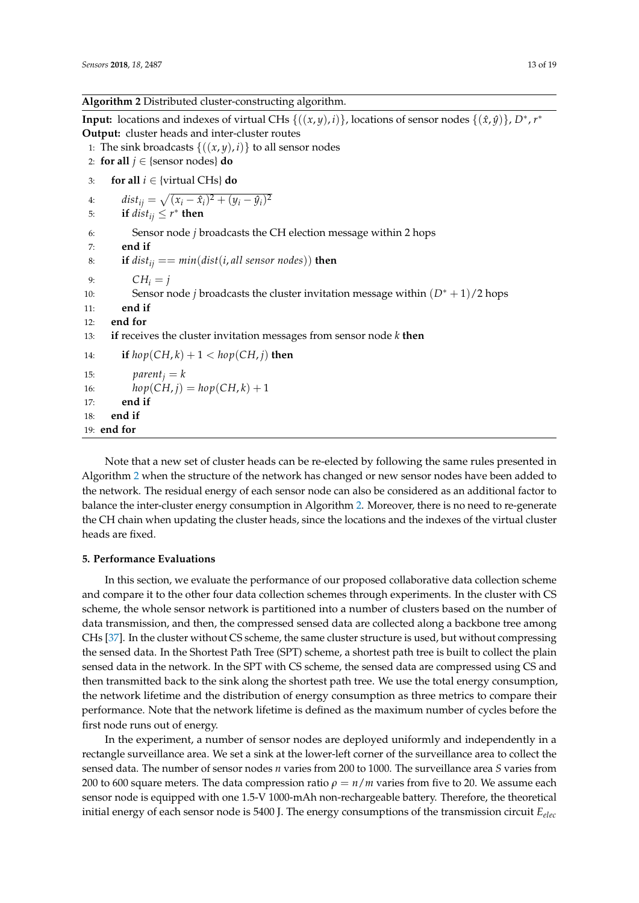**Algorithm 2** Distributed cluster-constructing algorithm.

**Input:** locations and indexes of virtual CHs $\{((x, y), i)\}$, locations of sensor nodes $\{(\hat{x}, \hat{y})\}$, $D^*$, $r^*$
**Output:** cluster heads and inter-cluster routes

```
1:  The sink broadcasts {((x, y), i)} to all sensor nodes
2:  for all j ∈ {sensor nodes} do
3:      for all i ∈ {virtual CHs} do
4:          dist_ij = sqrt((x_i − x̂_i)^2 + (y_i − ŷ_i)^2)
5:          if dist_ij ≤ r* then
6:              Sensor node j broadcasts the CH election message within 2 hops
7:          end if
8:          if dist_ij == min(dist(i, all sensor nodes)) then
9:              CH_i = j
10:             Sensor node j broadcasts the cluster invitation message within (D* + 1)/2 hops
11:         end if
12:     end for
13:     if receives the cluster invitation messages from sensor node k then
14:         if hop(CH, k) + 1 < hop(CH, j) then
15:             parent_j = k
16:             hop(CH, j) = hop(CH, k) + 1
17:         end if
18:     end if
19: end for
```

Note that a new set of cluster heads can be re-elected by following the same rules presented in Algorithm 2 when the structure of the network has changed or new sensor nodes have been added to the network. The residual energy of each sensor node can also be considered as an additional factor to balance the inter-cluster energy consumption in Algorithm 2. Moreover, there is no need to re-generate the CH chain when updating the cluster heads, since the locations and the indexes of the virtual cluster heads are fixed.

## 5. Performance Evaluations

In this section, we evaluate the performance of our proposed collaborative data collection scheme and compare it to the other four data collection schemes through experiments. In the cluster with CS scheme, the whole sensor network is partitioned into a number of clusters based on the number of data transmission, and then, the compressed sensed data are collected along a backbone tree among CHs [37]. In the cluster without CS scheme, the same cluster structure is used, but without compressing the sensed data. In the Shortest Path Tree (SPT) scheme, a shortest path tree is built to collect the plain sensed data in the network. In the SPT with CS scheme, the sensed data are compressed using CS and then transmitted back to the sink along the shortest path tree. We use the total energy consumption, the network lifetime and the distribution of energy consumption as three metrics to compare their performance. Note that the network lifetime is defined as the maximum number of cycles before the first node runs out of energy.

In the experiment, a number of sensor nodes are deployed uniformly and independently in a rectangle surveillance area. We set a sink at the lower-left corner of the surveillance area to collect the sensed data. The number of sensor nodes $n$ varies from 200 to 1000. The surveillance area $S$ varies from 200 to 600 square meters. The data compression ratio $\rho = n/m$ varies from five to 20. We assume each sensor node is equipped with one 1.5-V 1000-mAh non-rechargeable battery. Therefore, the theoretical initial energy of each sensor node is 5400 J. The energy consumptions of the transmission circuit $E_{elec}$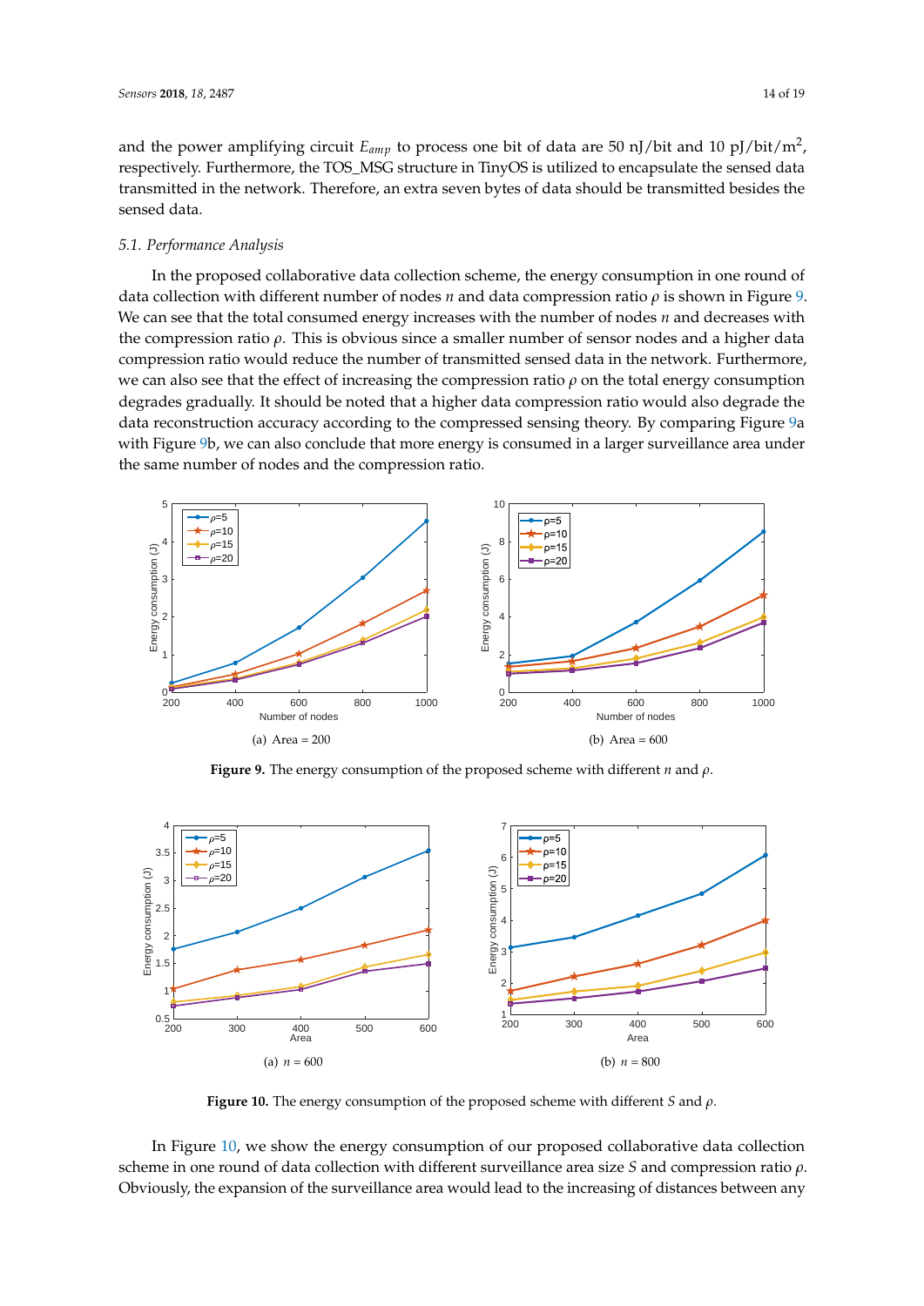and the power amplifying circuit $E_{amp}$ to process one bit of data are 50 nJ/bit and 10 pJ/bit/m$^2$, respectively. Furthermore, the TOS_MSG structure in TinyOS is utilized to encapsulate the sensed data transmitted in the network. Therefore, an extra seven bytes of data should be transmitted besides the sensed data.

### 5.1. Performance Analysis

In the proposed collaborative data collection scheme, the energy consumption in one round of data collection with different number of nodes $n$ and data compression ratio $\rho$ is shown in Figure 9. We can see that the total consumed energy increases with the number of nodes $n$ and decreases with the compression ratio $\rho$. This is obvious since a smaller number of sensor nodes and a higher data compression ratio would reduce the number of transmitted sensed data in the network. Furthermore, we can also see that the effect of increasing the compression ratio $\rho$ on the total energy consumption degrades gradually. It should be noted that a higher data compression ratio would also degrade the data reconstruction accuracy according to the compressed sensing theory. By comparing Figure 9a with Figure 9b, we can also conclude that more energy is consumed in a larger surveillance area under the same number of nodes and the compression ratio.

(a) Area = 200

(b) Area = 600

**Figure 9.** The energy consumption of the proposed scheme with different $n$ and $\rho$.

(a) $n = 600$

(b) $n = 800$

**Figure 10.** The energy consumption of the proposed scheme with different $S$ and $\rho$.

In Figure 10, we show the energy consumption of our proposed collaborative data collection scheme in one round of data collection with different surveillance area size $S$ and compression ratio $\rho$. Obviously, the expansion of the surveillance area would lead to the increasing of distances between any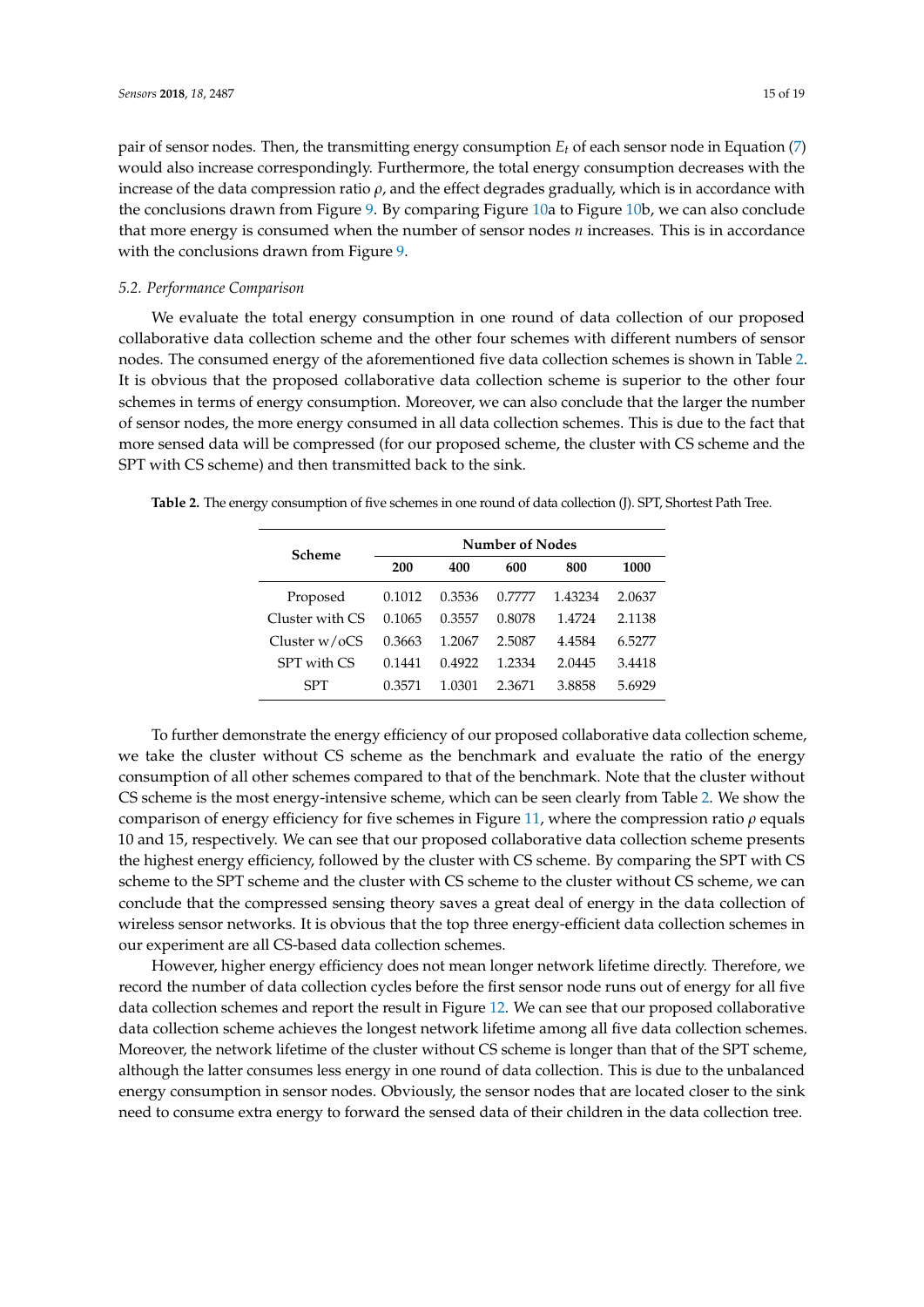pair of sensor nodes. Then, the transmitting energy consumption $E_t$ of each sensor node in Equation (7) would also increase correspondingly. Furthermore, the total energy consumption decreases with the increase of the data compression ratio $\rho$, and the effect degrades gradually, which is in accordance with the conclusions drawn from Figure 9. By comparing Figure 10a to Figure 10b, we can also conclude that more energy is consumed when the number of sensor nodes $n$ increases. This is in accordance with the conclusions drawn from Figure 9.

### *5.2. Performance Comparison*

We evaluate the total energy consumption in one round of data collection of our proposed collaborative data collection scheme and the other four schemes with different numbers of sensor nodes. The consumed energy of the aforementioned five data collection schemes is shown in Table 2. It is obvious that the proposed collaborative data collection scheme is superior to the other four schemes in terms of energy consumption. Moreover, we can also conclude that the larger the number of sensor nodes, the more energy consumed in all data collection schemes. This is due to the fact that more sensed data will be compressed (for our proposed scheme, the cluster with CS scheme and the SPT with CS scheme) and then transmitted back to the sink.

**Table 2.** The energy consumption of five schemes in one round of data collection (J). SPT, Shortest Path Tree.

| Scheme | Number of Nodes | | | | |
|---|---|---|---|---|---|
| | **200** | **400** | **600** | **800** | **1000** |
| Proposed | 0.1012 | 0.3536 | 0.7777 | 1.43234 | 2.0637 |
| Cluster with CS | 0.1065 | 0.3557 | 0.8078 | 1.4724 | 2.1138 |
| Cluster w/oCS | 0.3663 | 1.2067 | 2.5087 | 4.4584 | 6.5277 |
| SPT with CS | 0.1441 | 0.4922 | 1.2334 | 2.0445 | 3.4418 |
| SPT | 0.3571 | 1.0301 | 2.3671 | 3.8858 | 5.6929 |

To further demonstrate the energy efficiency of our proposed collaborative data collection scheme, we take the cluster without CS scheme as the benchmark and evaluate the ratio of the energy consumption of all other schemes compared to that of the benchmark. Note that the cluster without CS scheme is the most energy-intensive scheme, which can be seen clearly from Table 2. We show the comparison of energy efficiency for five schemes in Figure 11, where the compression ratio $\rho$ equals 10 and 15, respectively. We can see that our proposed collaborative data collection scheme presents the highest energy efficiency, followed by the cluster with CS scheme. By comparing the SPT with CS scheme to the SPT scheme and the cluster with CS scheme to the cluster without CS scheme, we can conclude that the compressed sensing theory saves a great deal of energy in the data collection of wireless sensor networks. It is obvious that the top three energy-efficient data collection schemes in our experiment are all CS-based data collection schemes.

However, higher energy efficiency does not mean longer network lifetime directly. Therefore, we record the number of data collection cycles before the first sensor node runs out of energy for all five data collection schemes and report the result in Figure 12. We can see that our proposed collaborative data collection scheme achieves the longest network lifetime among all five data collection schemes. Moreover, the network lifetime of the cluster without CS scheme is longer than that of the SPT scheme, although the latter consumes less energy in one round of data collection. This is due to the unbalanced energy consumption in sensor nodes. Obviously, the sensor nodes that are located closer to the sink need to consume extra energy to forward the sensed data of their children in the data collection tree.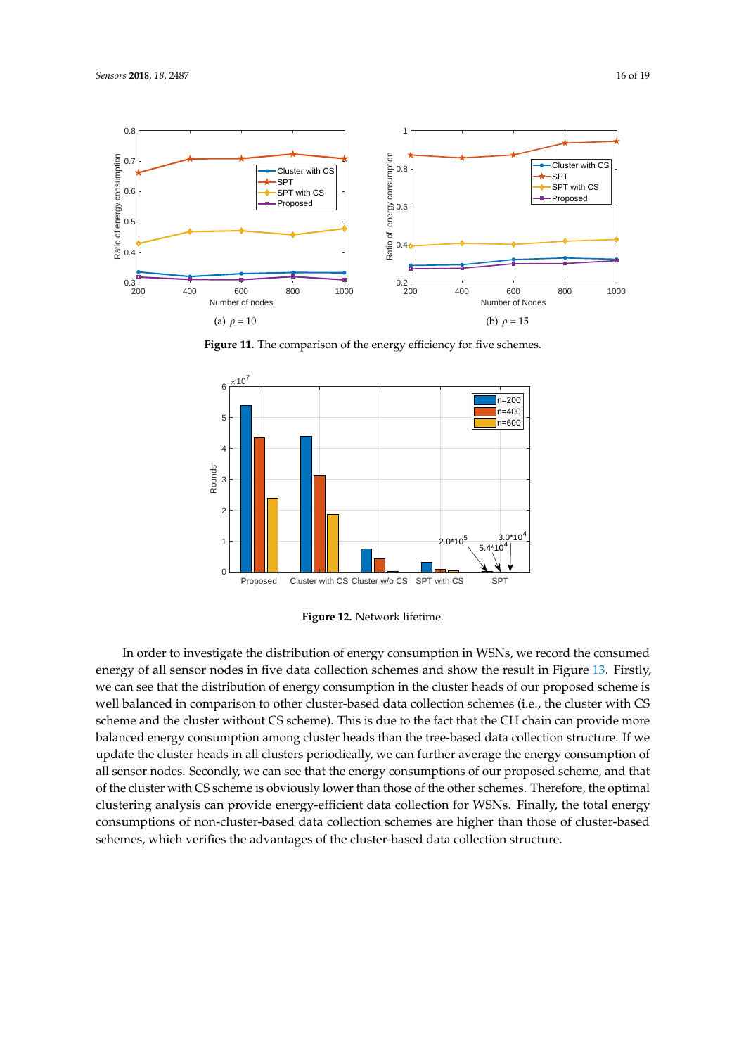Figure 11. The comparison of the energy efficiency for five schemes.

Figure 12. Network lifetime.

In order to investigate the distribution of energy consumption in WSNs, we record the consumed energy of all sensor nodes in five data collection schemes and show the result in Figure 13. Firstly, we can see that the distribution of energy consumption in the cluster heads of our proposed scheme is well balanced in comparison to other cluster-based data collection schemes (i.e., the cluster with CS scheme and the cluster without CS scheme). This is due to the fact that the CH chain can provide more balanced energy consumption among cluster heads than the tree-based data collection structure. If we update the cluster heads in all clusters periodically, we can further average the energy consumption of all sensor nodes. Secondly, we can see that the energy consumptions of our proposed scheme, and that of the cluster with CS scheme is obviously lower than those of the other schemes. Therefore, the optimal clustering analysis can provide energy-efficient data collection for WSNs. Finally, the total energy consumptions of non-cluster-based data collection schemes are higher than those of cluster-based schemes, which verifies the advantages of the cluster-based data collection structure.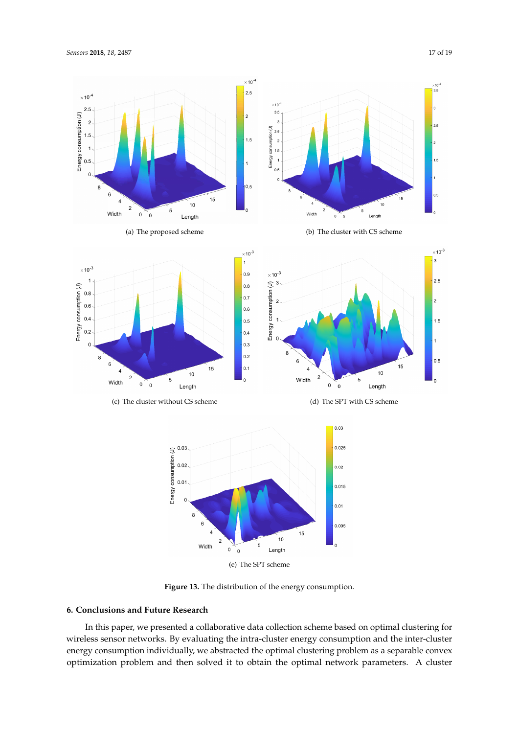(a) The proposed scheme

(b) The cluster with CS scheme

(c) The cluster without CS scheme

(d) The SPT with CS scheme

(e) The SPT scheme

**Figure 13.** The distribution of the energy consumption.

## 6. Conclusions and Future Research

In this paper, we presented a collaborative data collection scheme based on optimal clustering for wireless sensor networks. By evaluating the intra-cluster energy consumption and the inter-cluster energy consumption individually, we abstracted the optimal clustering problem as a separable convex optimization problem and then solved it to obtain the optimal network parameters. A cluster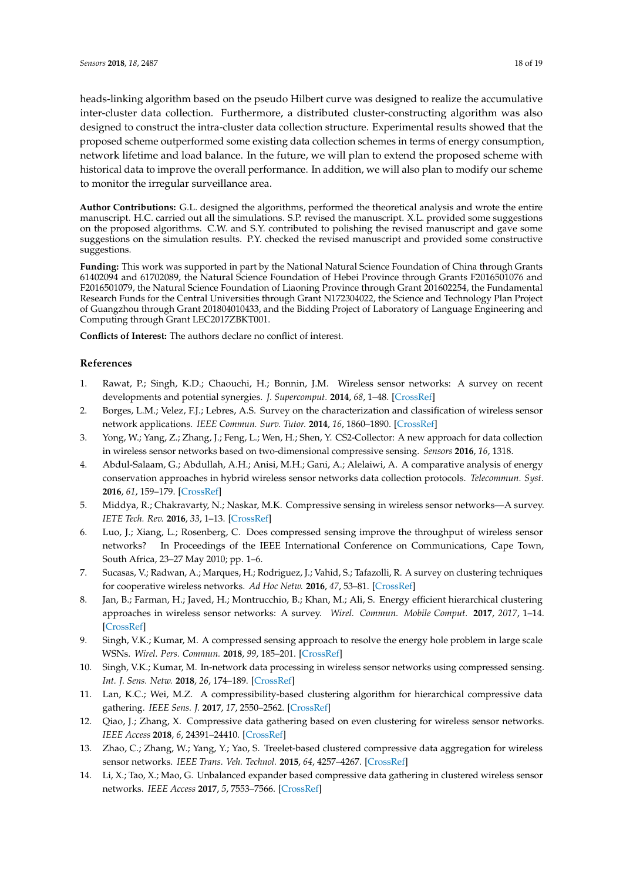heads-linking algorithm based on the pseudo Hilbert curve was designed to realize the accumulative inter-cluster data collection. Furthermore, a distributed cluster-constructing algorithm was also designed to construct the intra-cluster data collection structure. Experimental results showed that the proposed scheme outperformed some existing data collection schemes in terms of energy consumption, network lifetime and load balance. In the future, we will plan to extend the proposed scheme with historical data to improve the overall performance. In addition, we will also plan to modify our scheme to monitor the irregular surveillance area.

**Author Contributions:** G.L. designed the algorithms, performed the theoretical analysis and wrote the entire manuscript. H.C. carried out all the simulations. S.P. revised the manuscript. X.L. provided some suggestions on the proposed algorithms. C.W. and S.Y. contributed to polishing the revised manuscript and gave some suggestions on the simulation results. P.Y. checked the revised manuscript and provided some constructive suggestions.

**Funding:** This work was supported in part by the National Natural Science Foundation of China through Grants 61402094 and 61702089, the Natural Science Foundation of Hebei Province through Grants F2016501076 and F2016501079, the Natural Science Foundation of Liaoning Province through Grant 201602254, the Fundamental Research Funds for the Central Universities through Grant N172304022, the Science and Technology Plan Project of Guangzhou through Grant 201804010433, and the Bidding Project of Laboratory of Language Engineering and Computing through Grant LEC2017ZBKT001.

**Conflicts of Interest:** The authors declare no conflict of interest.

## References

1. Rawat, P.; Singh, K.D.; Chaouchi, H.; Bonnin, J.M. Wireless sensor networks: A survey on recent developments and potential synergies. *J. Supercomput.* **2014**, *68*, 1–48. [CrossRef]
2. Borges, L.M.; Velez, F.J.; Lebres, A.S. Survey on the characterization and classification of wireless sensor network applications. *IEEE Commun. Surv. Tutor.* **2014**, *16*, 1860–1890. [CrossRef]
3. Yong, W.; Yang, Z.; Zhang, J.; Feng, L.; Wen, H.; Shen, Y. CS2-Collector: A new approach for data collection in wireless sensor networks based on two-dimensional compressive sensing. *Sensors* **2016**, *16*, 1318.
4. Abdul-Salaam, G.; Abdullah, A.H.; Anisi, M.H.; Gani, A.; Alelaiwi, A. A comparative analysis of energy conservation approaches in hybrid wireless sensor networks data collection protocols. *Telecommun. Syst.* **2016**, *61*, 159–179. [CrossRef]
5. Middya, R.; Chakravarty, N.; Naskar, M.K. Compressive sensing in wireless sensor networks—A survey. *IETE Tech. Rev.* **2016**, *33*, 1–13. [CrossRef]
6. Luo, J.; Xiang, L.; Rosenberg, C. Does compressed sensing improve the throughput of wireless sensor networks? In Proceedings of the IEEE International Conference on Communications, Cape Town, South Africa, 23–27 May 2010; pp. 1–6.
7. Sucasas, V.; Radwan, A.; Marques, H.; Rodriguez, J.; Vahid, S.; Tafazolli, R. A survey on clustering techniques for cooperative wireless networks. *Ad Hoc Netw.* **2016**, *47*, 53–81. [CrossRef]
8. Jan, B.; Farman, H.; Javed, H.; Montrucchio, B.; Khan, M.; Ali, S. Energy efficient hierarchical clustering approaches in wireless sensor networks: A survey. *Wirel. Commun. Mobile Comput.* **2017**, *2017*, 1–14. [CrossRef]
9. Singh, V.K.; Kumar, M. A compressed sensing approach to resolve the energy hole problem in large scale WSNs. *Wirel. Pers. Commun.* **2018**, *99*, 185–201. [CrossRef]
10. Singh, V.K.; Kumar, M. In-network data processing in wireless sensor networks using compressed sensing. *Int. J. Sens. Netw.* **2018**, *26*, 174–189. [CrossRef]
11. Lan, K.C.; Wei, M.Z. A compressibility-based clustering algorithm for hierarchical compressive data gathering. *IEEE Sens. J.* **2017**, *17*, 2550–2562. [CrossRef]
12. Qiao, J.; Zhang, X. Compressive data gathering based on even clustering for wireless sensor networks. *IEEE Access* **2018**, *6*, 24391–24410. [CrossRef]
13. Zhao, C.; Zhang, W.; Yang, Y.; Yao, S. Treelet-based clustered compressive data aggregation for wireless sensor networks. *IEEE Trans. Veh. Technol.* **2015**, *64*, 4257–4267. [CrossRef]
14. Li, X.; Tao, X.; Mao, G. Unbalanced expander based compressive data gathering in clustered wireless sensor networks. *IEEE Access* **2017**, *5*, 7553–7566. [CrossRef]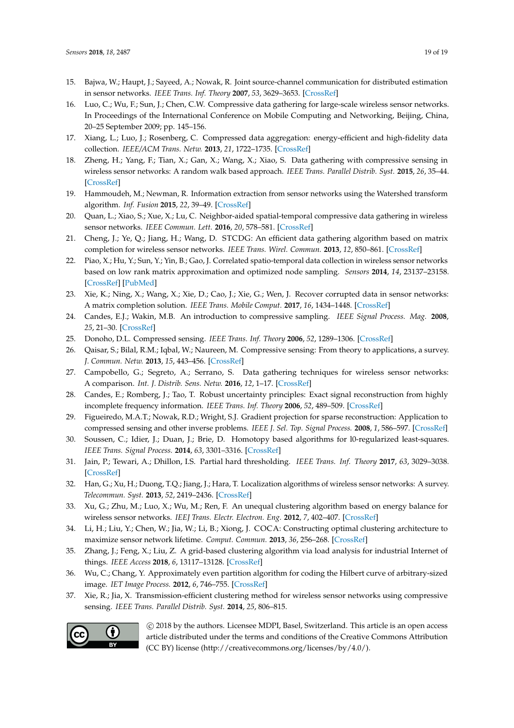15. Bajwa, W.; Haupt, J.; Sayeed, A.; Nowak, R. Joint source-channel communication for distributed estimation in sensor networks. *IEEE Trans. Inf. Theory* **2007**, *53*, 3629–3653. [CrossRef]
16. Luo, C.; Wu, F.; Sun, J.; Chen, C.W. Compressive data gathering for large-scale wireless sensor networks. In Proceedings of the International Conference on Mobile Computing and Networking, Beijing, China, 20–25 September 2009; pp. 145–156.
17. Xiang, L.; Luo, J.; Rosenberg, C. Compressed data aggregation: energy-efficient and high-fidelity data collection. *IEEE/ACM Trans. Netw.* **2013**, *21*, 1722–1735. [CrossRef]
18. Zheng, H.; Yang, F.; Tian, X.; Gan, X.; Wang, X.; Xiao, S. Data gathering with compressive sensing in wireless sensor networks: A random walk based approach. *IEEE Trans. Parallel Distrib. Syst.* **2015**, *26*, 35–44. [CrossRef]
19. Hammoudeh, M.; Newman, R. Information extraction from sensor networks using the Watershed transform algorithm. *Inf. Fusion* **2015**, *22*, 39–49. [CrossRef]
20. Quan, L.; Xiao, S.; Xue, X.; Lu, C. Neighbor-aided spatial-temporal compressive data gathering in wireless sensor networks. *IEEE Commun. Lett.* **2016**, *20*, 578–581. [CrossRef]
21. Cheng, J.; Ye, Q.; Jiang, H.; Wang, D. STCDG: An efficient data gathering algorithm based on matrix completion for wireless sensor networks. *IEEE Trans. Wirel. Commun.* **2013**, *12*, 850–861. [CrossRef]
22. Piao, X.; Hu, Y.; Sun, Y.; Yin, B.; Gao, J. Correlated spatio-temporal data collection in wireless sensor networks based on low rank matrix approximation and optimized node sampling. *Sensors* **2014**, *14*, 23137–23158. [CrossRef] [PubMed]
23. Xie, K.; Ning, X.; Wang, X.; Xie, D.; Cao, J.; Xie, G.; Wen, J. Recover corrupted data in sensor networks: A matrix completion solution. *IEEE Trans. Mobile Comput.* **2017**, *16*, 1434–1448. [CrossRef]
24. Candes, E.J.; Wakin, M.B. An introduction to compressive sampling. *IEEE Signal Process. Mag.* **2008**, *25*, 21–30. [CrossRef]
25. Donoho, D.L. Compressed sensing. *IEEE Trans. Inf. Theory* **2006**, *52*, 1289–1306. [CrossRef]
26. Qaisar, S.; Bilal, R.M.; Iqbal, W.; Naureen, M. Compressive sensing: From theory to applications, a survey. *J. Commun. Netw.* **2013**, *15*, 443–456. [CrossRef]
27. Campobello, G.; Segreto, A.; Serrano, S. Data gathering techniques for wireless sensor networks: A comparison. *Int. J. Distrib. Sens. Netw.* **2016**, *12*, 1–17. [CrossRef]
28. Candes, E.; Romberg, J.; Tao, T. Robust uncertainty principles: Exact signal reconstruction from highly incomplete frequency information. *IEEE Trans. Inf. Theory* **2006**, *52*, 489–509. [CrossRef]
29. Figueiredo, M.A.T.; Nowak, R.D.; Wright, S.J. Gradient projection for sparse reconstruction: Application to compressed sensing and other inverse problems. *IEEE J. Sel. Top. Signal Process.* **2008**, *1*, 586–597. [CrossRef]
30. Soussen, C.; Idier, J.; Duan, J.; Brie, D. Homotopy based algorithms for l0-regularized least-squares. *IEEE Trans. Signal Process.* **2014**, *63*, 3301–3316. [CrossRef]
31. Jain, P.; Tewari, A.; Dhillon, I.S. Partial hard thresholding. *IEEE Trans. Inf. Theory* **2017**, *63*, 3029–3038. [CrossRef]
32. Han, G.; Xu, H.; Duong, T.Q.; Jiang, J.; Hara, T. Localization algorithms of wireless sensor networks: A survey. *Telecommun. Syst.* **2013**, *52*, 2419–2436. [CrossRef]
33. Xu, G.; Zhu, M.; Luo, X.; Wu, M.; Ren, F. An unequal clustering algorithm based on energy balance for wireless sensor networks. *IEEJ Trans. Electr. Electron. Eng.* **2012**, *7*, 402–407. [CrossRef]
34. Li, H.; Liu, Y.; Chen, W.; Jia, W.; Li, B.; Xiong, J. COCA: Constructing optimal clustering architecture to maximize sensor network lifetime. *Comput. Commun.* **2013**, *36*, 256–268. [CrossRef]
35. Zhang, J.; Feng, X.; Liu, Z. A grid-based clustering algorithm via load analysis for industrial Internet of things. *IEEE Access* **2018**, *6*, 13117–13128. [CrossRef]
36. Wu, C.; Chang, Y. Approximately even partition algorithm for coding the Hilbert curve of arbitrary-sized image. *IET Image Process.* **2012**, *6*, 746–755. [CrossRef]
37. Xie, R.; Jia, X. Transmission-efficient clustering method for wireless sensor networks using compressive sensing. *IEEE Trans. Parallel Distrib. Syst.* **2014**, *25*, 806–815.

© 2018 by the authors. Licensee MDPI, Basel, Switzerland. This article is an open access article distributed under the terms and conditions of the Creative Commons Attribution (CC BY) license (http://creativecommons.org/licenses/by/4.0/).